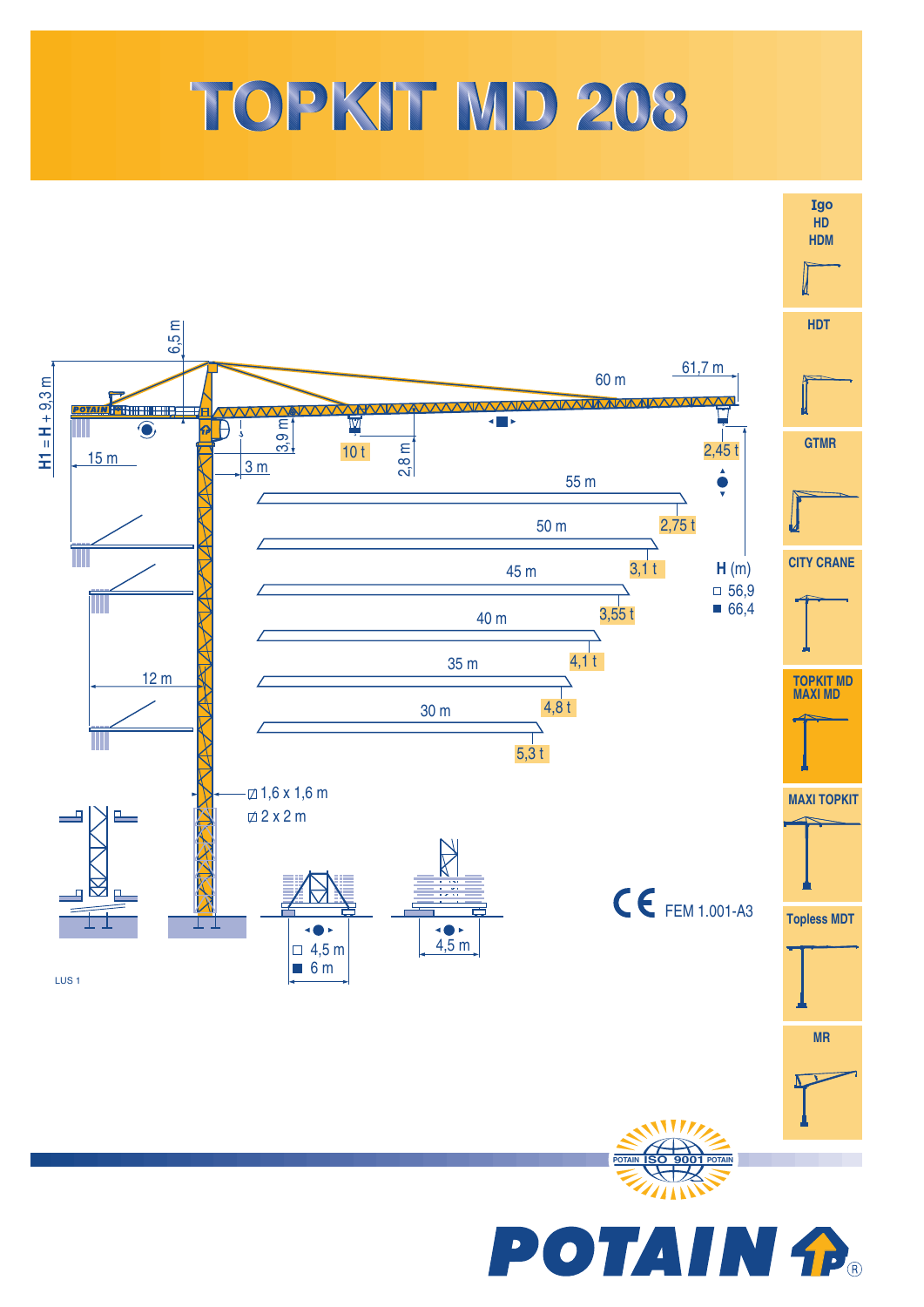# TOPKIT MD 208

Igo HD HDM

HDT

GTMR

CITY CRANE

TOPKIT MD MAXI MD

MAXI TOPKIT

Topless MDT

MR

H1 = H + 9,3 m

6,5 m

15 m

3,9 m

3 m

10 t

2,8 m

60 m

61,7 m

2,45 t

55 m — 2,75 t

50 m — 3,1 t

45 m — 3,55 t

40 m — 4,1 t

35 m — 4,8 t

30 m — 5,3 t

12 m

**H** (m)
- □ 56,9
- ■ 66,4

⊠ 1,6 x 1,6 m

⊠ 2 x 2 m

□ 4,5 m
■ 6 m

4,5 m

CE FEM 1.001-A3

LUS 1

POTAIN ISO 9001 POTAIN

POTAIN®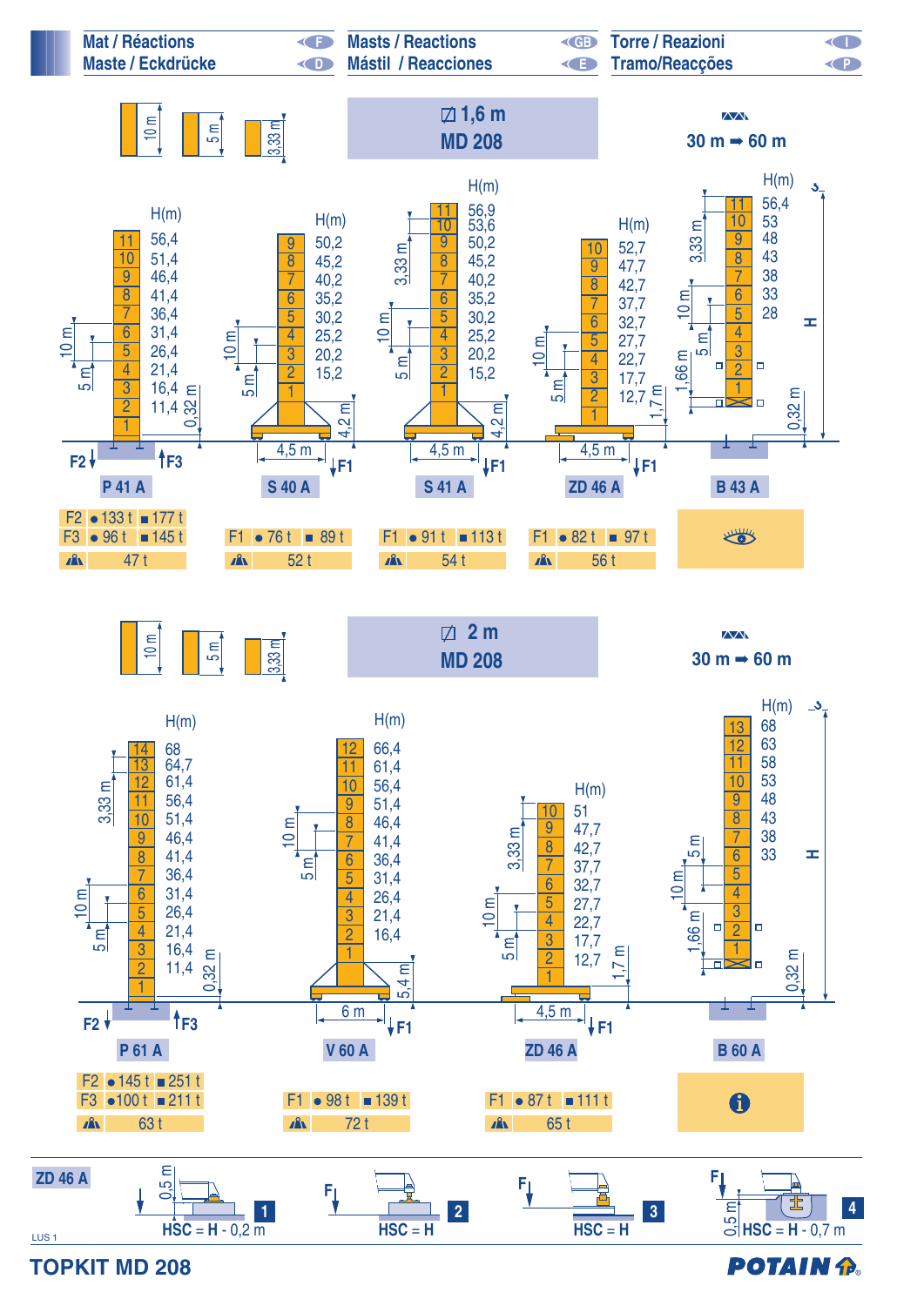Mat / Réactions (F) — Masts / Reactions (GB) — Torre / Reazioni (I)
Maste / Eckdrücke (D) — Mástil / Reacciones (E) — Tramo/Reacções (P)

## 1,6 m MD 208

10 m — 5 m — 3,33 m

30 m ➡ 60 m

### P 41 A

| Élément | H(m) |
|---|---|
| 11 | 56,4 |
| 10 | 51,4 |
| 9 | 46,4 |
| 8 | 41,4 |
| 7 | 36,4 |
| 6 | 31,4 |
| 5 | 26,4 |
| 4 | 21,4 |
| 3 | 16,4 |
| 2 | 11,4 |
| 1 | |

0,32 m — 10 m — 5 m

| | ● | ■ |
|---|---|---|
| F2 | 133 t | 177 t |
| F3 | 96 t | 145 t |
| | 47 t | |

### S 40 A

| Élément | H(m) |
|---|---|
| 9 | 50,2 |
| 8 | 45,2 |
| 7 | 40,2 |
| 6 | 35,2 |
| 5 | 30,2 |
| 4 | 25,2 |
| 3 | 20,2 |
| 2 | 15,2 |
| 1 | |

4,2 m — 4,5 m — 10 m — 5 m

| | ● | ■ |
|---|---|---|
| F1 | 76 t | 89 t |
| | 52 t | |

### S 41 A

| Élément | H(m) |
|---|---|
| 11 | 56,9 |
| 10 | 53,6 |
| 9 | 50,2 |
| 8 | 45,2 |
| 7 | 40,2 |
| 6 | 35,2 |
| 5 | 30,2 |
| 4 | 25,2 |
| 3 | 20,2 |
| 2 | 15,2 |
| 1 | |

3,33 m — 10 m — 5 m — 4,2 m — 4,5 m

| | ● | ■ |
|---|---|---|
| F1 | 91 t | 113 t |
| | 54 t | |

### ZD 46 A

| Élément | H(m) |
|---|---|
| 10 | 52,7 |
| 9 | 47,7 |
| 8 | 42,7 |
| 7 | 37,7 |
| 6 | 32,7 |
| 5 | 27,7 |
| 4 | 22,7 |
| 3 | 17,7 |
| 2 | 12,7 |
| 1 | |

10 m — 5 m — 1,7 m — 4,5 m

| | ● | ■ |
|---|---|---|
| F1 | 82 t | 97 t |
| | 56 t | |

### B 43 A

| Élément | H(m) |
|---|---|
| 11 | 56,4 |
| 10 | 53 |
| 9 | 48 |
| 8 | 43 |
| 7 | 38 |
| 6 | 33 |
| 5 | 28 |
| 4 | |
| 3 | |
| 2 | |
| 1 | |

3,33 m — 10 m — 5 m — 1,66 m — 0,32 m — H

## 2 m MD 208

10 m — 5 m — 3,33 m

30 m ➡ 60 m

### P 61 A

| Élément | H(m) |
|---|---|
| 14 | 68 |
| 13 | 64,7 |
| 12 | 61,4 |
| 11 | 56,4 |
| 10 | 51,4 |
| 9 | 46,4 |
| 8 | 41,4 |
| 7 | 36,4 |
| 6 | 31,4 |
| 5 | 26,4 |
| 4 | 21,4 |
| 3 | 16,4 |
| 2 | 11,4 |
| 1 | |

3,33 m — 10 m — 5 m — 0,32 m

| | ● | ■ |
|---|---|---|
| F2 | 145 t | 251 t |
| F3 | 100 t | 211 t |
| | 63 t | |

### V 60 A

| Élément | H(m) |
|---|---|
| 12 | 66,4 |
| 11 | 61,4 |
| 10 | 56,4 |
| 9 | 51,4 |
| 8 | 46,4 |
| 7 | 41,4 |
| 6 | 36,4 |
| 5 | 31,4 |
| 4 | 26,4 |
| 3 | 21,4 |
| 2 | 16,4 |
| 1 | |

10 m — 5 m — 5,4 m — 6 m

| | ● | ■ |
|---|---|---|
| F1 | 98 t | 139 t |
| | 72 t | |

### ZD 46 A

| Élément | H(m) |
|---|---|
| 10 | 51 |
| 9 | 47,7 |
| 8 | 42,7 |
| 7 | 37,7 |
| 6 | 32,7 |
| 5 | 27,7 |
| 4 | 22,7 |
| 3 | 17,7 |
| 2 | 12,7 |
| 1 | |

3,33 m — 10 m — 5 m — 1,7 m — 4,5 m

| | ● | ■ |
|---|---|---|
| F1 | 87 t | 111 t |
| | 65 t | |

### B 60 A

| Élément | H(m) |
|---|---|
| 13 | 68 |
| 12 | 63 |
| 11 | 58 |
| 10 | 53 |
| 9 | 48 |
| 8 | 43 |
| 7 | 38 |
| 6 | 33 |
| 5 | |
| 4 | |
| 3 | |
| 2 | |
| 1 | |

5 m — 10 m — 1,66 m — 0,32 m — H

### ZD 46 A

1. 0,5 m — HSC = H - 0,2 m
2. HSC = H
3. HSC = H
4. 0,5 m — HSC = H - 0,7 m

LUS 1

**TOPKIT MD 208**

POTAIN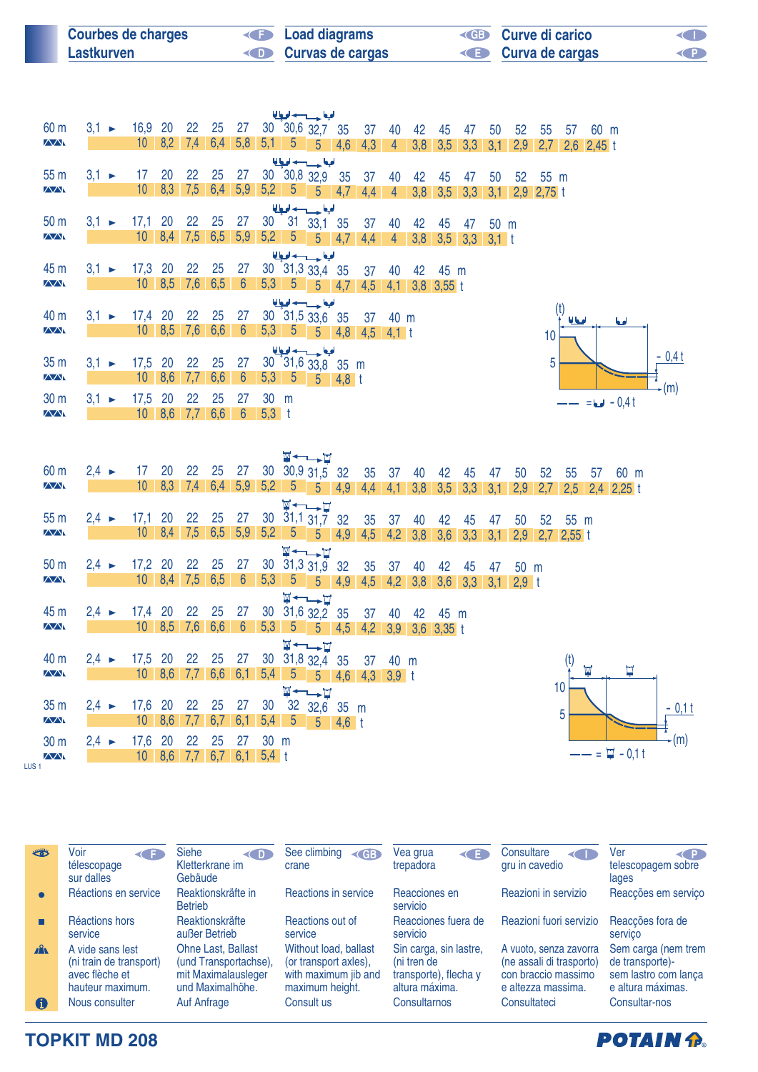# Courbes de charges / Lastkurven / Load diagrams / Curvas de cargas / Curve di carico / Curva de cargas

| Jib | min | | | | | | | | | | | | | | | | | | | | |
|---|---|---|---|---|---|---|---|---|---|---|---|---|---|---|---|---|---|---|---|---|---|
| 60 m | 3,1 ► | 16,9 | 20 | 22 | 25 | 27 | 30 | 30,6 | 32,7 | 35 | 37 | 40 | 42 | 45 | 47 | 50 | 52 | 55 | 57 | 60 | m |
| | | 10 | 8,2 | 7,4 | 6,4 | 5,8 | 5,1 | 5 | 5 | 4,6 | 4,3 | 4 | 3,8 | 3,5 | 3,3 | 3,1 | 2,9 | 2,7 | 2,6 | 2,45 | t |
| 55 m | 3,1 ► | 17 | 20 | 22 | 25 | 27 | 30 | 30,8 | 32,9 | 35 | 37 | 40 | 42 | 45 | 47 | 50 | 52 | 55 | m | | |
| | | 10 | 8,3 | 7,5 | 6,4 | 5,9 | 5,2 | 5 | 5 | 4,7 | 4,4 | 4 | 3,8 | 3,5 | 3,3 | 3,1 | 2,9 | 2,75 | t | | |
| 50 m | 3,1 ► | 17,1 | 20 | 22 | 25 | 27 | 30 | 31 | 33,1 | 35 | 37 | 40 | 42 | 45 | 47 | 50 | m | | | | |
| | | 10 | 8,4 | 7,5 | 6,5 | 5,9 | 5,2 | 5 | 5 | 4,7 | 4,4 | 4 | 3,8 | 3,5 | 3,3 | 3,1 | t | | | | |
| 45 m | 3,1 ► | 17,3 | 20 | 22 | 25 | 27 | 30 | 31,3 | 33,4 | 35 | 37 | 40 | 42 | 45 | m | | | | | | |
| | | 10 | 8,5 | 7,6 | 6,5 | 6 | 5,3 | 5 | 5 | 4,7 | 4,5 | 4,1 | 3,8 | 3,55 | t | | | | | | |
| 40 m | 3,1 ► | 17,4 | 20 | 22 | 25 | 27 | 30 | 31,5 | 33,6 | 35 | 37 | 40 | m | | | | | | | | |
| | | 10 | 8,5 | 7,6 | 6,6 | 6 | 5,3 | 5 | 5 | 4,8 | 4,5 | 4,1 | t | | | | | | | | |
| 35 m | 3,1 ► | 17,5 | 20 | 22 | 25 | 27 | 30 | 31,6 | 33,8 | 35 | m | | | | | | | | | | |
| | | 10 | 8,6 | 7,7 | 6,6 | 6 | 5,3 | 5 | 5 | 4,8 | t | | | | | | | | | | |
| 30 m | 3,1 ► | 17,5 | 20 | 22 | 25 | 27 | 30 | m | | | | | | | | | | | | | |
| | | 10 | 8,6 | 7,7 | 6,6 | 6 | 5,3 | t | | | | | | | | | | | | | |

(t) 10 / 5 — (m) — - 0,4 t — = - 0,4 t

| Jib | min | | | | | | | | | | | | | | | | | | | | |
|---|---|---|---|---|---|---|---|---|---|---|---|---|---|---|---|---|---|---|---|---|---|
| 60 m | 2,4 ► | 17 | 20 | 22 | 25 | 27 | 30 | 30,9 | 31,5 | 32 | 35 | 37 | 40 | 42 | 45 | 47 | 50 | 52 | 55 | 57 | 60 | m |
| | | 10 | 8,3 | 7,4 | 6,4 | 5,9 | 5,2 | 5 | 5 | 4,9 | 4,4 | 4,1 | 3,8 | 3,5 | 3,3 | 3,1 | 2,9 | 2,7 | 2,5 | 2,4 | 2,25 | t |
| 55 m | 2,4 ► | 17,1 | 20 | 22 | 25 | 27 | 30 | 31,1 | 31,7 | 32 | 35 | 37 | 40 | 42 | 45 | 47 | 50 | 52 | 55 | m | | |
| | | 10 | 8,4 | 7,5 | 6,5 | 5,9 | 5,2 | 5 | 5 | 4,9 | 4,5 | 4,2 | 3,8 | 3,6 | 3,3 | 3,1 | 2,9 | 2,7 | 2,55 | t | | |
| 50 m | 2,4 ► | 17,2 | 20 | 22 | 25 | 27 | 30 | 31,3 | 31,9 | 32 | 35 | 37 | 40 | 42 | 45 | 47 | 50 | m | | | | |
| | | 10 | 8,4 | 7,5 | 6,5 | 6 | 5,3 | 5 | 5 | 4,9 | 4,5 | 4,2 | 3,8 | 3,6 | 3,3 | 3,1 | 2,9 | t | | | | |
| 45 m | 2,4 ► | 17,4 | 20 | 22 | 25 | 27 | 30 | 31,6 | 32,2 | 35 | 37 | 40 | 42 | 45 | m | | | | | | | |
| | | 10 | 8,5 | 7,6 | 6,6 | 6 | 5,3 | 5 | 5 | 4,5 | 4,2 | 3,9 | 3,6 | 3,35 | t | | | | | | | |
| 40 m | 2,4 ► | 17,5 | 20 | 22 | 25 | 27 | 30 | 31,8 | 32,4 | 35 | 37 | 40 | m | | | | | | | | | |
| | | 10 | 8,6 | 7,7 | 6,6 | 6,1 | 5,4 | 5 | 5 | 4,6 | 4,3 | 3,9 | t | | | | | | | | | |
| 35 m | 2,4 ► | 17,6 | 20 | 22 | 25 | 27 | 30 | 32 | 32,6 | 35 | m | | | | | | | | | | | |
| | | 10 | 8,6 | 7,7 | 6,7 | 6,1 | 5,4 | 5 | 5 | 4,6 | t | | | | | | | | | | | |
| 30 m | 2,4 ► | 17,6 | 20 | 22 | 25 | 27 | 30 | m | | | | | | | | | | | | | | |
| | | 10 | 8,6 | 7,7 | 6,7 | 6,1 | 5,4 | t | | | | | | | | | | | | | | |

(t) 10 / 5 — (m) — - 0,1 t — = - 0,1 t

LUS 1

| | F | D | GB | E | I | P |
|---|---|---|---|---|---|---|
| 👁 | Voir télescopage sur dalles | Siehe Kletterkrane im Gebäude | See climbing crane | Vea grua trepadora | Consultare gru in cavedio | Ver telescopagem sobre lages |
| ● | Réactions en service | Reaktionskräfte in Betrieb | Reactions in service | Reacciones en servicio | Reazioni in servizio | Reacções em serviço |
| ■ | Réactions hors service | Reaktionskräfte außer Betrieb | Reactions out of service | Reacciones fuera de servicio | Reazioni fuori servizio | Reacções fora de serviço |
| | A vide sans lest (ni train de transport) avec flèche et hauteur maximum. | Ohne Last, Ballast (und Transportachse), mit Maximalausleger und Maximalhöhe. | Without load, ballast (or transport axles), with maximum jib and maximum height. | Sin carga, sin lastre, (ni tren de transporte), flecha y altura máxima. | A vuoto, senza zavorra (ne assali di trasporto) con braccio massimo e altezza massima. | Sem carga (nem trem de transporte)- sem lastro com lança e altura máximas. |
| ℹ | Nous consulter | Auf Anfrage | Consult us | Consultarnos | Consultateci | Consultar-nos |

TOPKIT MD 208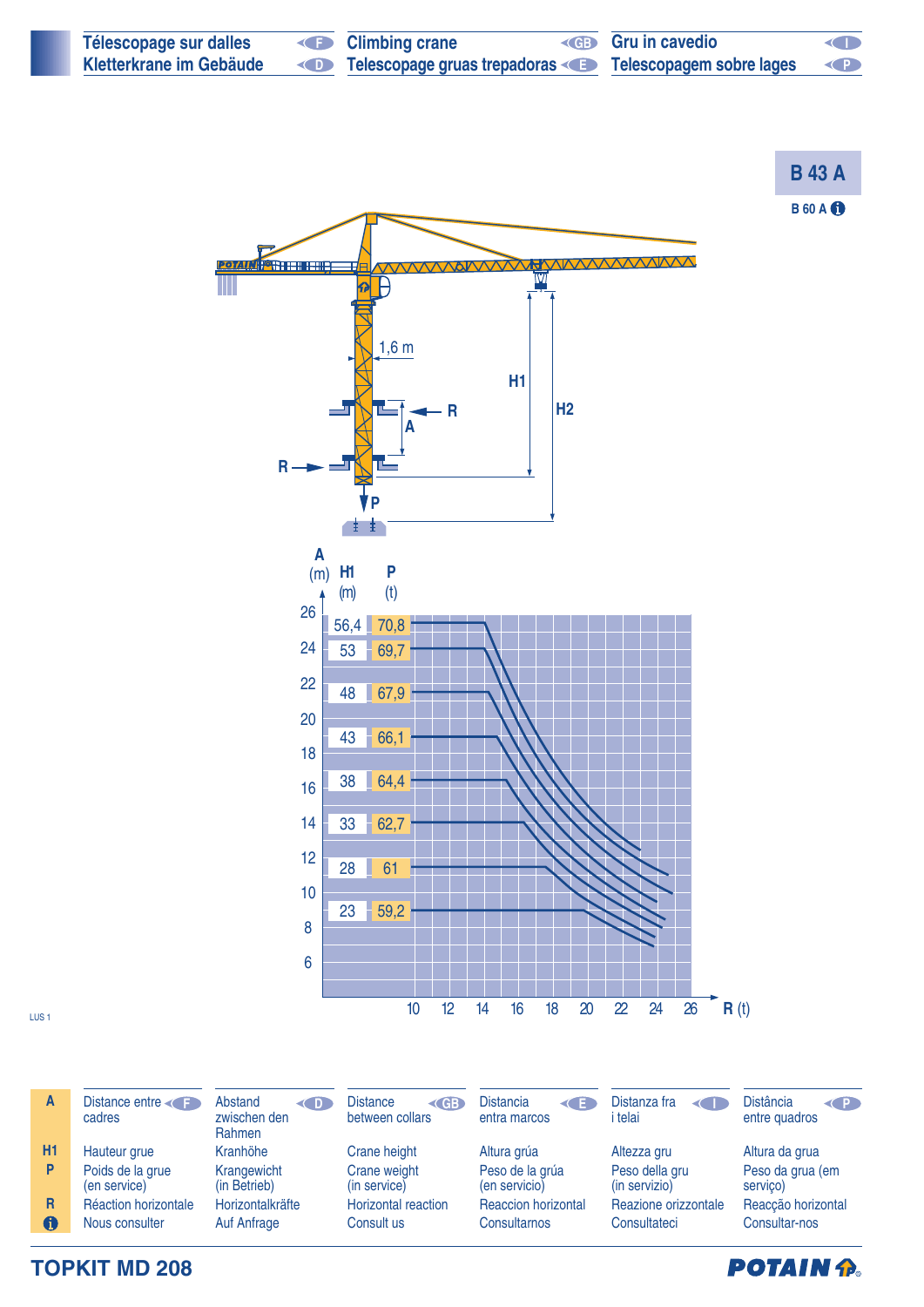| Télescopage sur dalles (F) | Climbing crane (GB) | Gru in cavedio (I) |
|---|---|---|
| Kletterkrane im Gebäude (D) | Telescopage gruas trepadoras (E) | Telescopagem sobre lages (P) |

## B 43 A

B 60 A ℹ

1,6 m

H1 — H2 — R — A — P

| H1 (m) | P (t) |
|---|---|
| 56,4 | 70,8 |
| 53 | 69,7 |
| 48 | 67,9 |
| 43 | 66,1 |
| 38 | 64,4 |
| 33 | 62,7 |
| 28 | 61 |
| 23 | 59,2 |

A (m): 6, 8, 10, 12, 14, 16, 18, 20, 22, 24, 26

R (t): 10, 12, 14, 16, 18, 20, 22, 24, 26

LUS 1

| | F | D | GB | E | I | P |
|---|---|---|---|---|---|---|
| **A** | Distance entre cadres | Abstand zwischen den Rahmen | Distance between collars | Distancia entra marcos | Distanza fra i telai | Distância entre quadros |
| **H1** | Hauteur grue | Kranhöhe | Crane height | Altura grúa | Altezza gru | Altura da grua |
| **P** | Poids de la grue (en service) | Krangewicht (in Betrieb) | Crane weight (in service) | Peso de la grúa (en servicio) | Peso della gru (in servizio) | Peso da grua (em serviço) |
| **R** | Réaction horizontale | Horizontalkräfte | Horizontal reaction | Reaccion horizontal | Reazione orizzontale | Reacção horizontal |
| **ℹ** | Nous consulter | Auf Anfrage | Consult us | Consultarnos | Consultateci | Consultar-nos |

**TOPKIT MD 208**

POTAIN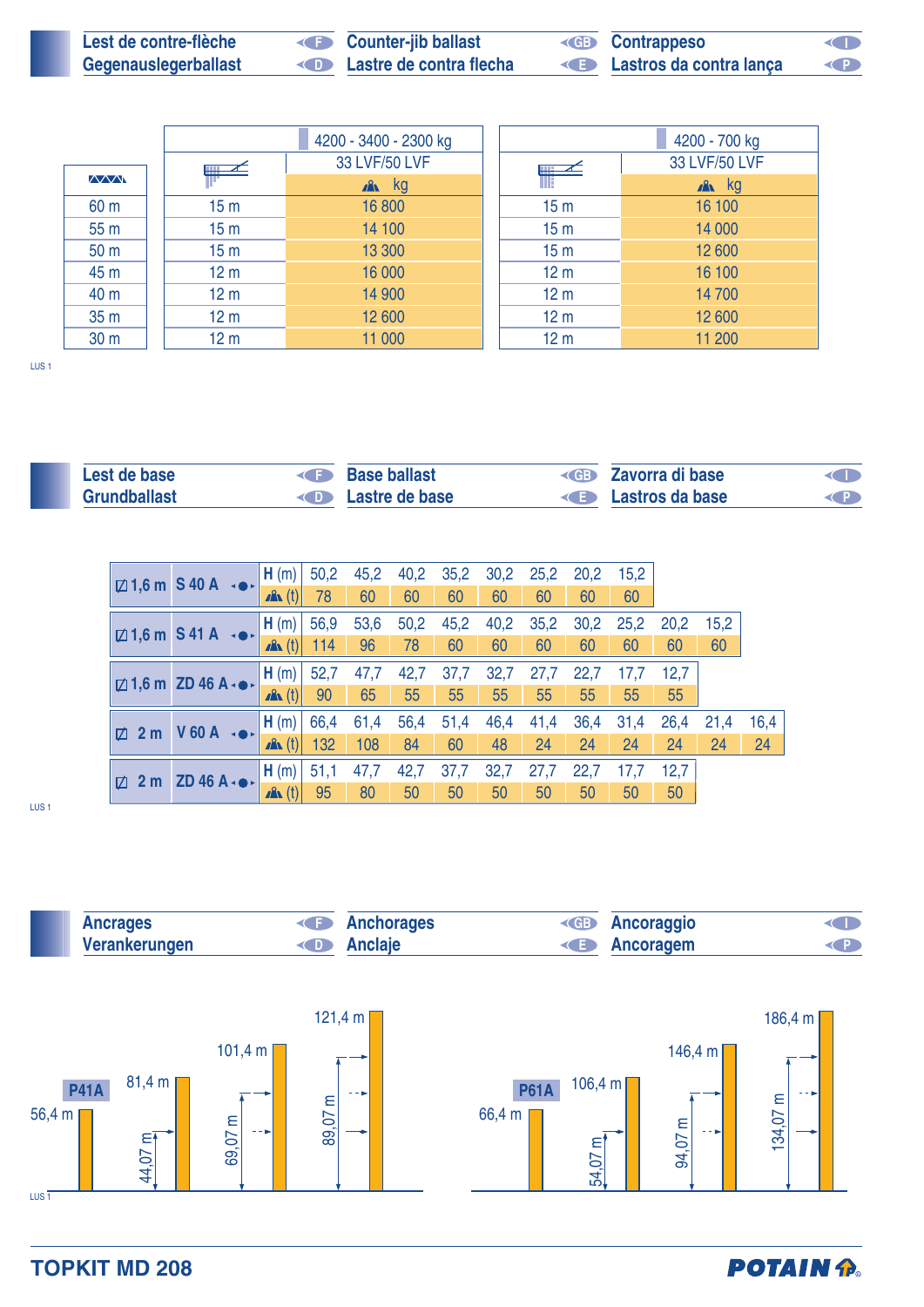## Lest de contre-flèche (F) / Gegenauslegerballast (D) / Counter-jib ballast (GB) / Lastre de contra flecha (E) / Contrappeso (I) / Lastros da contra lança (P)

| | 4200 - 3400 - 2300 kg | | 4200 - 700 kg | |
|---|---|---|---|---|
| | | 33 LVF/50 LVF | | 33 LVF/50 LVF |
| | | kg | | kg |
| 60 m | 15 m | 16 800 | 15 m | 16 100 |
| 55 m | 15 m | 14 100 | 15 m | 14 000 |
| 50 m | 15 m | 13 300 | 15 m | 12 600 |
| 45 m | 12 m | 16 000 | 12 m | 16 100 |
| 40 m | 12 m | 14 900 | 12 m | 14 700 |
| 35 m | 12 m | 12 600 | 12 m | 12 600 |
| 30 m | 12 m | 11 000 | 12 m | 11 200 |

LUS 1

## Lest de base (F) / Grundballast (D) / Base ballast (GB) / Lastre de base (E) / Zavorra di base (I) / Lastros da base (P)

| | | | | | | | | | | | | | |
|---|---|---|---|---|---|---|---|---|---|---|---|---|---|
| 1,6 m | S 40 A | H (m) | 50,2 | 45,2 | 40,2 | 35,2 | 30,2 | 25,2 | 20,2 | 15,2 | | | |
| | | (t) | 78 | 60 | 60 | 60 | 60 | 60 | 60 | 60 | | | |
| 1,6 m | S 41 A | H (m) | 56,9 | 53,6 | 50,2 | 45,2 | 40,2 | 35,2 | 30,2 | 25,2 | 20,2 | 15,2 | |
| | | (t) | 114 | 96 | 78 | 60 | 60 | 60 | 60 | 60 | 60 | 60 | |
| 1,6 m | ZD 46 A | H (m) | 52,7 | 47,7 | 42,7 | 37,7 | 32,7 | 27,7 | 22,7 | 17,7 | 12,7 | | |
| | | (t) | 90 | 65 | 55 | 55 | 55 | 55 | 55 | 55 | 55 | | |
| 2 m | V 60 A | H (m) | 66,4 | 61,4 | 56,4 | 51,4 | 46,4 | 41,4 | 36,4 | 31,4 | 26,4 | 21,4 | 16,4 |
| | | (t) | 132 | 108 | 84 | 60 | 48 | 24 | 24 | 24 | 24 | 24 | 24 |
| 2 m | ZD 46 A | H (m) | 51,1 | 47,7 | 42,7 | 37,7 | 32,7 | 27,7 | 22,7 | 17,7 | 12,7 | | |
| | | (t) | 95 | 80 | 50 | 50 | 50 | 50 | 50 | 50 | 50 | | |

LUS 1

## Ancrages (F) / Verankerungen (D) / Anchorages (GB) / Anclaje (E) / Ancoraggio (I) / Ancoragem (P)

P41A: 56,4 m – 81,4 m (44,07 m) – 101,4 m (69,07 m) – 121,4 m (89,07 m)

P61A: 66,4 m – 106,4 m (54,07 m) – 146,4 m (94,07 m) – 186,4 m (134,07 m)

LUS 1

TOPKIT MD 208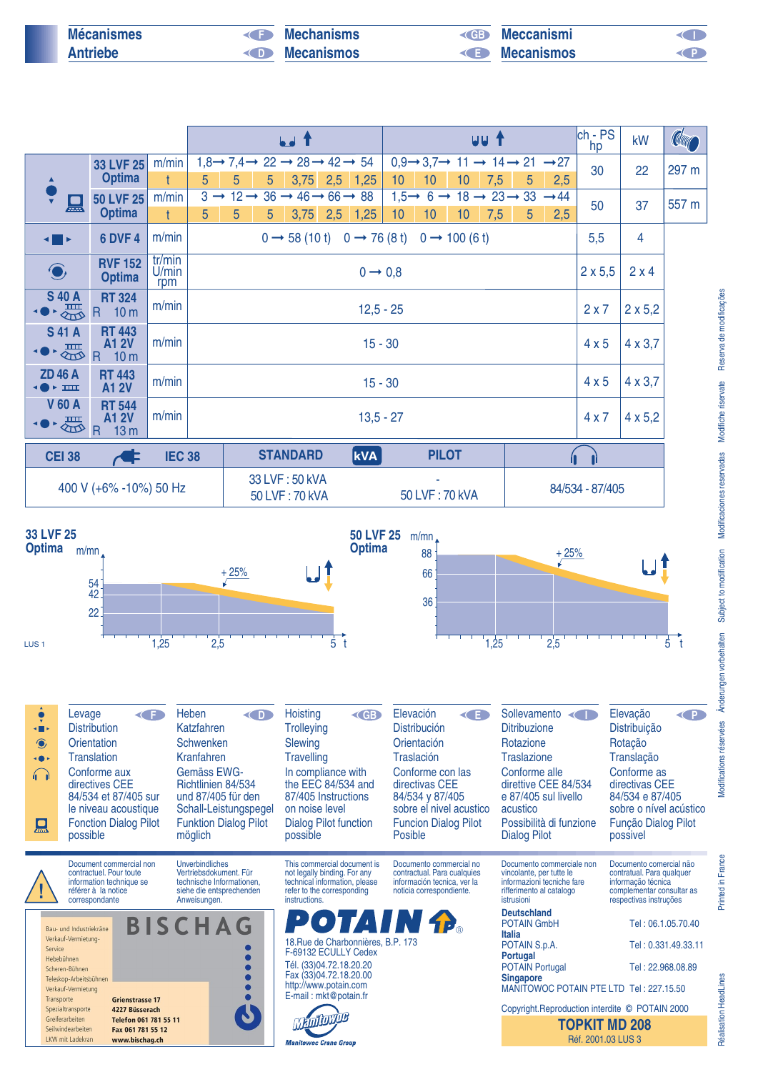Mécanismes (F) | Mechanisms (GB) | Meccanismi (I)

Antriebe (D) | Mecanismos (E) | Mecanismos (P)

| | | | Single-fall hoisting (m/min and t) | | | | | | Double-fall hoisting (m/min and t) | | | | | | ch - PS hp | kW | |
|---|---|---|---|---|---|---|---|---|---|---|---|---|---|---|---|---|---|
| | 33 LVF 25 Optima | m/min | 1,8→ 7,4→ 22 → 28 → 42 → 54 | | | | | | 0,9→3,7→ 11 → 14→ 21 →27 | | | | | | 30 | 22 | 297 m |
| | | t | 5 | 5 | 5 | 3,75 | 2,5 | 1,25 | 10 | 10 | 10 | 7,5 | 5 | 2,5 | | | |
| | 50 LVF 25 Optima | m/min | 3 → 12 → 36 → 46 → 66 → 88 | | | | | | 1,5→ 6 → 18 → 23 → 33 →44 | | | | | | 50 | 37 | 557 m |
| | | t | 5 | 5 | 5 | 3,75 | 2,5 | 1,25 | 10 | 10 | 10 | 7,5 | 5 | 2,5 | | | |
| | 6 DVF 4 | m/min | 0 → 58 (10 t) 0 → 76 (8 t) 0 → 100 (6 t) | | | | | | | | | | | | 5,5 | 4 | |
| | RVF 152 Optima | tr/min U/min rpm | 0 → 0,8 | | | | | | | | | | | | 2 x 5,5 | 2 x 4 | |
| S 40 A | RT 324 R 10 m | m/min | 12,5 - 25 | | | | | | | | | | | | 2 x 7 | 2 x 5,2 | |
| S 41 A | RT 443 A1 2V R 10 m | m/min | 15 - 30 | | | | | | | | | | | | 4 x 5 | 4 x 3,7 | |
| ZD 46 A | RT 443 A1 2V | m/min | 15 - 30 | | | | | | | | | | | | 4 x 5 | 4 x 3,7 | |
| V 60 A | RT 544 A1 2V R 13 m | m/min | 13,5 - 27 | | | | | | | | | | | | 4 x 7 | 4 x 5,2 | |

| CEI 38 / IEC 38 | STANDARD kVA | PILOT | |
|---|---|---|---|
| 400 V (+6% -10%) 50 Hz | 33 LVF : 50 kVA<br>50 LVF : 70 kVA | -<br>50 LVF : 70 kVA | 84/534 - 87/405 |

33 LVF 25 Optima
m/mn
54
42
22
+ 25%
1,25
2,5
5 t
LUS 1

50 LVF 25 Optima
m/mn
88
66
36
+ 25%
1,25
2,5
5 t

| F | D | GB | E | I | P |
|---|---|---|---|---|---|
| Levage | Heben | Hoisting | Elevación | Sollevamento | Elevação |
| Distribution | Katzfahren | Trolleying | Distribución | Ditribuzione | Distribuição |
| Orientation | Schwenken | Slewing | Orientación | Rotazione | Rotação |
| Translation | Kranfahren | Travelling | Traslación | Traslazione | Translação |
| Conforme aux directives CEE 84/534 et 87/405 sur le niveau acoustique | Gemäss EWG-Richtlinien 84/534 und 87/405 für den Schall-Leistungspegel | In compliance with the EEC 84/534 and 87/405 Instructions on noise level | Conforme con las directivas CEE 84/534 y 87/405 sobre el nivel acustico | Conforme alle direttive CEE 84/534 e 87/405 sul livello acustico | Conforme as directivas CEE 84/534 e 87/405 sobre o nível acústico |
| Fonction Dialog Pilot possible | Funktion Dialog Pilot möglich | Dialog Pilot function possible | Funcion Dialog Pilot Posible | Possibilità di funzione Dialog Pilot | Função Dialog Pilot possivel |

Document commercial non contractuel. Pour toute information technique se référer à la notice correspondante

Unverbindliches Vertriebsdokument. Für technische Informationen, siehe die entsprechenden Anweisungen.

This commercial document is not legally binding. For any technical information, please refer to the corresponding instructions.

Documento commercial no contractual. Para cualquiers información tecnica, ver la noticia correspondiente.

Documento commerciale non vincolante, per tutte le informazioni tecniche fare rifferimento al catalogo istruzioni

Documento comercial não contratual. Para qualquer informação técnica complementar consultar as respectivas instruções

**BISCHAG**

Bau- und Industriekräne
Verkauf-Vermietung-Service
Hebebühnen
Scheren-Bühnen
Teleskop-Arbeitsbühnen
Verkauf-Vermietung
Transporte
Spezialtransporte
Greiferarbeiten
Seilwindearbeiten
LKW mit Ladekran

Grienstrasse 17
4227 Büsserach
Telefon 061 781 55 11
Fax 061 781 55 12
www.bischag.ch

**POTAIN**

18.Rue de Charbonnières, B.P. 173
F-69132 ECULLY Cedex
Tél. (33)04.72.18.20.20
Fax (33)04.72.18.20.00
http://www.potain.com
E-mail : mkt@potain.fr

Manitowoc Crane Group

**Deutschland**
POTAIN GmbH — Tel : 06.1.05.70.40
**Italia**
POTAIN S.p.A. — Tel : 0.331.49.33.11
**Portugal**
POTAIN Portugal — Tel : 22.968.08.89
**Singapore**
MANITOWOC POTAIN PTE LTD — Tel : 227.15.50

Copyright.Reproduction interdite © POTAIN 2000

**TOPKIT MD 208**
Réf. 2001.03 LUS 3

Reserva de modificações · Modifiche riservate · Modificaciones reservadas · Subject to modification · Änderungen vorbehalten · Modifications réservées

Printed in France

Réalisation HeadLines